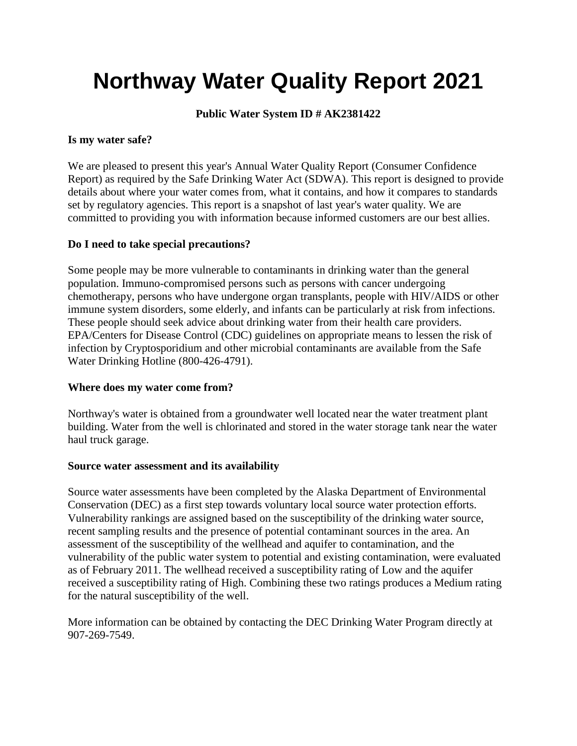# Northway Water Quality Report 2021

**Public Water System ID # AK2381422**

**Is my water safe?**

We are pleased to present this year's Annual Water Quality Report (Consumer Confidence Report) as required by the Safe Drinking Water Act (SDWA). This report is designed to provide details about where your water comes from, what it contains, and how it compares to standards set by regulatory agencies. This report is a snapshot of last year's water quality. We are committed to providing you with information because informed customers are our best allies.

**Do I need to take special precautions?**

Some people may be more vulnerable to contaminants in drinking water than the general population. Immuno-compromised persons such as persons with cancer undergoing chemotherapy, persons who have undergone organ transplants, people with HIV/AIDS or other immune system disorders, some elderly, and infants can be particularly at risk from infections. These people should seek advice about drinking water from their health care providers. EPA/Centers for Disease Control (CDC) guidelines on appropriate means to lessen the risk of infection by Cryptosporidium and other microbial contaminants are available from the Safe Water Drinking Hotline (800-426-4791).

**Where does my water come from?**

Northway's water is obtained from a groundwater well located near the water treatment plant building. Water from the well is chlorinated and stored in the water storage tank near the water haul truck garage.

**Source water assessment and its availability**

Source water assessments have been completed by the Alaska Department of Environmental Conservation (DEC) as a first step towards voluntary local source water protection efforts. Vulnerability rankings are assigned based on the susceptibility of the drinking water source, recent sampling results and the presence of potential contaminant sources in the area. An assessment of the susceptibility of the wellhead and aquifer to contamination, and the vulnerability of the public water system to potential and existing contamination, were evaluated as of February 2011. The wellhead received a susceptibility rating of Low and the aquifer received a susceptibility rating of High. Combining these two ratings produces a Medium rating for the natural susceptibility of the well.

More information can be obtained by contacting the DEC Drinking Water Program directly at 907-269-7549.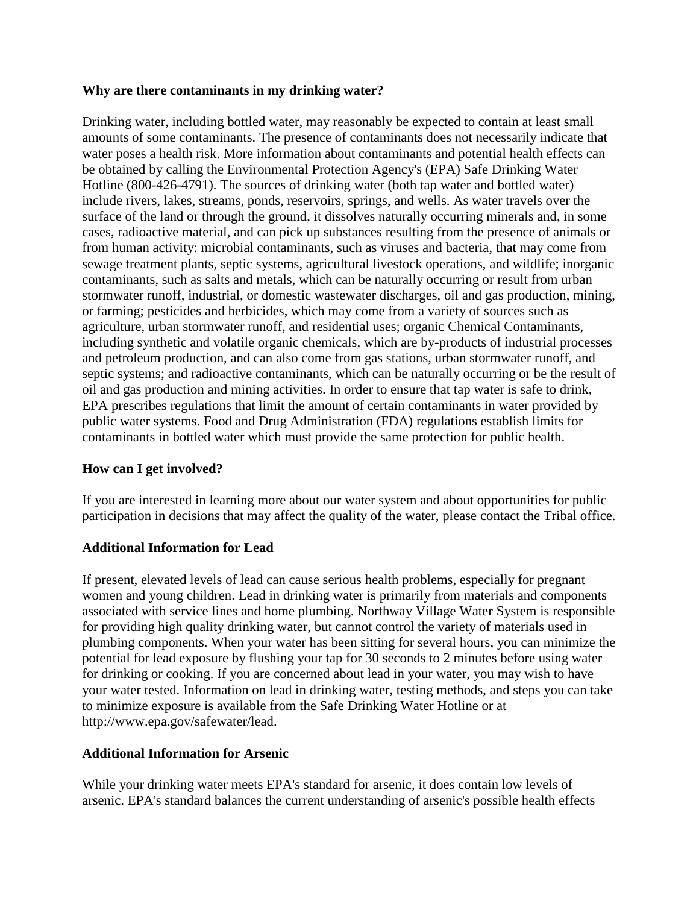**Why are there contaminants in my drinking water?**

Drinking water, including bottled water, may reasonably be expected to contain at least small amounts of some contaminants. The presence of contaminants does not necessarily indicate that water poses a health risk. More information about contaminants and potential health effects can be obtained by calling the Environmental Protection Agency's (EPA) Safe Drinking Water Hotline (800-426-4791). The sources of drinking water (both tap water and bottled water) include rivers, lakes, streams, ponds, reservoirs, springs, and wells. As water travels over the surface of the land or through the ground, it dissolves naturally occurring minerals and, in some cases, radioactive material, and can pick up substances resulting from the presence of animals or from human activity: microbial contaminants, such as viruses and bacteria, that may come from sewage treatment plants, septic systems, agricultural livestock operations, and wildlife; inorganic contaminants, such as salts and metals, which can be naturally occurring or result from urban stormwater runoff, industrial, or domestic wastewater discharges, oil and gas production, mining, or farming; pesticides and herbicides, which may come from a variety of sources such as agriculture, urban stormwater runoff, and residential uses; organic Chemical Contaminants, including synthetic and volatile organic chemicals, which are by-products of industrial processes and petroleum production, and can also come from gas stations, urban stormwater runoff, and septic systems; and radioactive contaminants, which can be naturally occurring or be the result of oil and gas production and mining activities. In order to ensure that tap water is safe to drink, EPA prescribes regulations that limit the amount of certain contaminants in water provided by public water systems. Food and Drug Administration (FDA) regulations establish limits for contaminants in bottled water which must provide the same protection for public health.

**How can I get involved?**

If you are interested in learning more about our water system and about opportunities for public participation in decisions that may affect the quality of the water, please contact the Tribal office.

**Additional Information for Lead**

If present, elevated levels of lead can cause serious health problems, especially for pregnant women and young children. Lead in drinking water is primarily from materials and components associated with service lines and home plumbing. Northway Village Water System is responsible for providing high quality drinking water, but cannot control the variety of materials used in plumbing components. When your water has been sitting for several hours, you can minimize the potential for lead exposure by flushing your tap for 30 seconds to 2 minutes before using water for drinking or cooking. If you are concerned about lead in your water, you may wish to have your water tested. Information on lead in drinking water, testing methods, and steps you can take to minimize exposure is available from the Safe Drinking Water Hotline or at http://www.epa.gov/safewater/lead.

**Additional Information for Arsenic**

While your drinking water meets EPA's standard for arsenic, it does contain low levels of arsenic. EPA's standard balances the current understanding of arsenic's possible health effects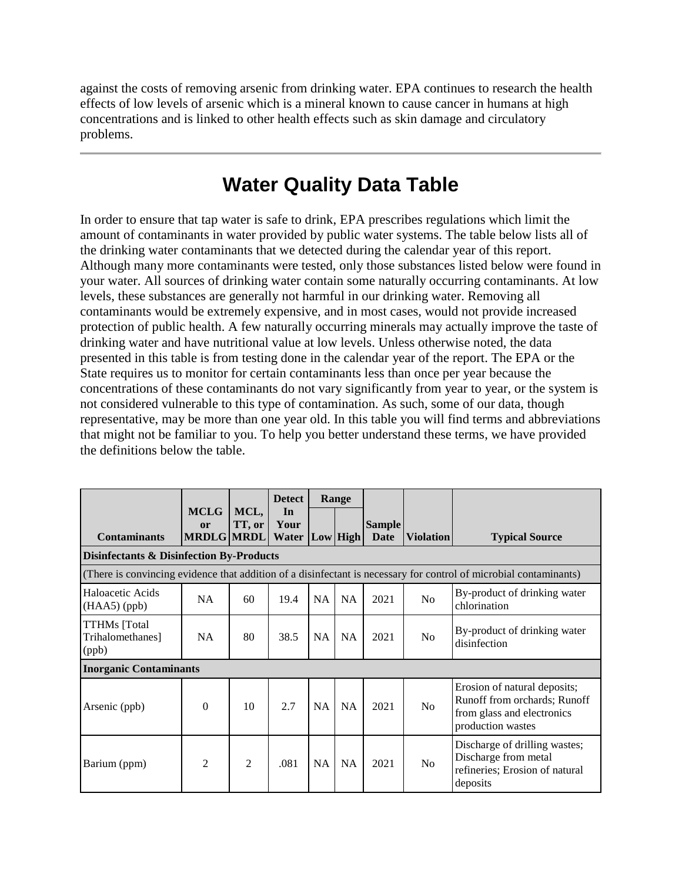against the costs of removing arsenic from drinking water. EPA continues to research the health effects of low levels of arsenic which is a mineral known to cause cancer in humans at high concentrations and is linked to other health effects such as skin damage and circulatory problems.

---

# Water Quality Data Table

In order to ensure that tap water is safe to drink, EPA prescribes regulations which limit the amount of contaminants in water provided by public water systems. The table below lists all of the drinking water contaminants that we detected during the calendar year of this report. Although many more contaminants were tested, only those substances listed below were found in your water. All sources of drinking water contain some naturally occurring contaminants. At low levels, these substances are generally not harmful in our drinking water. Removing all contaminants would be extremely expensive, and in most cases, would not provide increased protection of public health. A few naturally occurring minerals may actually improve the taste of drinking water and have nutritional value at low levels. Unless otherwise noted, the data presented in this table is from testing done in the calendar year of the report. The EPA or the State requires us to monitor for certain contaminants less than once per year because the concentrations of these contaminants do not vary significantly from year to year, or the system is not considered vulnerable to this type of contamination. As such, some of our data, though representative, may be more than one year old. In this table you will find terms and abbreviations that might not be familiar to you. To help you better understand these terms, we have provided the definitions below the table.

| Contaminants | MCLG or MRDLG | MCL, TT, or MRDL | Detect In Your Water | Range | | Sample Date | Violation | Typical Source |
|---|---|---|---|---|---|---|---|---|
| | | | | Low | High | | | |
| **Disinfectants & Disinfection By-Products** | | | | | | | | |
| (There is convincing evidence that addition of a disinfectant is necessary for control of microbial contaminants) | | | | | | | | |
| Haloacetic Acids (HAA5) (ppb) | NA | 60 | 19.4 | NA | NA | 2021 | No | By-product of drinking water chlorination |
| TTHMs [Total Trihalomethanes] (ppb) | NA | 80 | 38.5 | NA | NA | 2021 | No | By-product of drinking water disinfection |
| **Inorganic Contaminants** | | | | | | | | |
| Arsenic (ppb) | 0 | 10 | 2.7 | NA | NA | 2021 | No | Erosion of natural deposits; Runoff from orchards; Runoff from glass and electronics production wastes |
| Barium (ppm) | 2 | 2 | .081 | NA | NA | 2021 | No | Discharge of drilling wastes; Discharge from metal refineries; Erosion of natural deposits |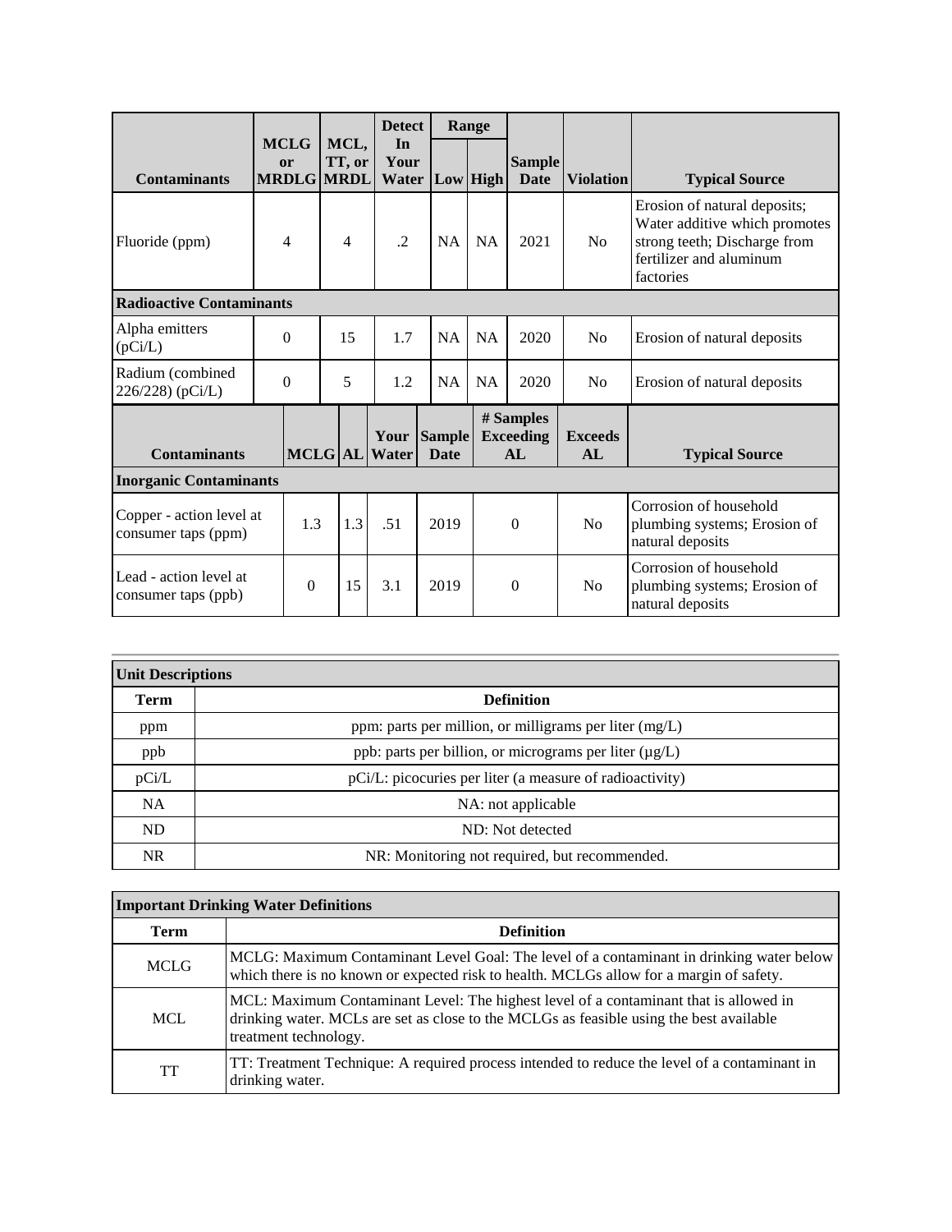| Contaminants | MCLG or MRDLG | MCL, TT, or MRDL | Detect In Your Water | Range | | Sample Date | Violation | Typical Source |
|---|---|---|---|---|---|---|---|---|
| | | | | Low | High | | | |
| Fluoride (ppm) | 4 | 4 | .2 | NA | NA | 2021 | No | Erosion of natural deposits; Water additive which promotes strong teeth; Discharge from fertilizer and aluminum factories |
| **Radioactive Contaminants** | | | | | | | | |
| Alpha emitters (pCi/L) | 0 | 15 | 1.7 | NA | NA | 2020 | No | Erosion of natural deposits |
| Radium (combined 226/228) (pCi/L) | 0 | 5 | 1.2 | NA | NA | 2020 | No | Erosion of natural deposits |

| Contaminants | MCLG | AL | Your Water | Sample Date | # Samples Exceeding AL | Exceeds AL | Typical Source |
|---|---|---|---|---|---|---|---|
| **Inorganic Contaminants** | | | | | | | |
| Copper - action level at consumer taps (ppm) | 1.3 | 1.3 | .51 | 2019 | 0 | No | Corrosion of household plumbing systems; Erosion of natural deposits |
| Lead - action level at consumer taps (ppb) | 0 | 15 | 3.1 | 2019 | 0 | No | Corrosion of household plumbing systems; Erosion of natural deposits |

| **Unit Descriptions** | |
|---|---|
| **Term** | **Definition** |
| ppm | ppm: parts per million, or milligrams per liter (mg/L) |
| ppb | ppb: parts per billion, or micrograms per liter (µg/L) |
| pCi/L | pCi/L: picocuries per liter (a measure of radioactivity) |
| NA | NA: not applicable |
| ND | ND: Not detected |
| NR | NR: Monitoring not required, but recommended. |

| **Important Drinking Water Definitions** | |
|---|---|
| **Term** | **Definition** |
| MCLG | MCLG: Maximum Contaminant Level Goal: The level of a contaminant in drinking water below which there is no known or expected risk to health. MCLGs allow for a margin of safety. |
| MCL | MCL: Maximum Contaminant Level: The highest level of a contaminant that is allowed in drinking water. MCLs are set as close to the MCLGs as feasible using the best available treatment technology. |
| TT | TT: Treatment Technique: A required process intended to reduce the level of a contaminant in drinking water. |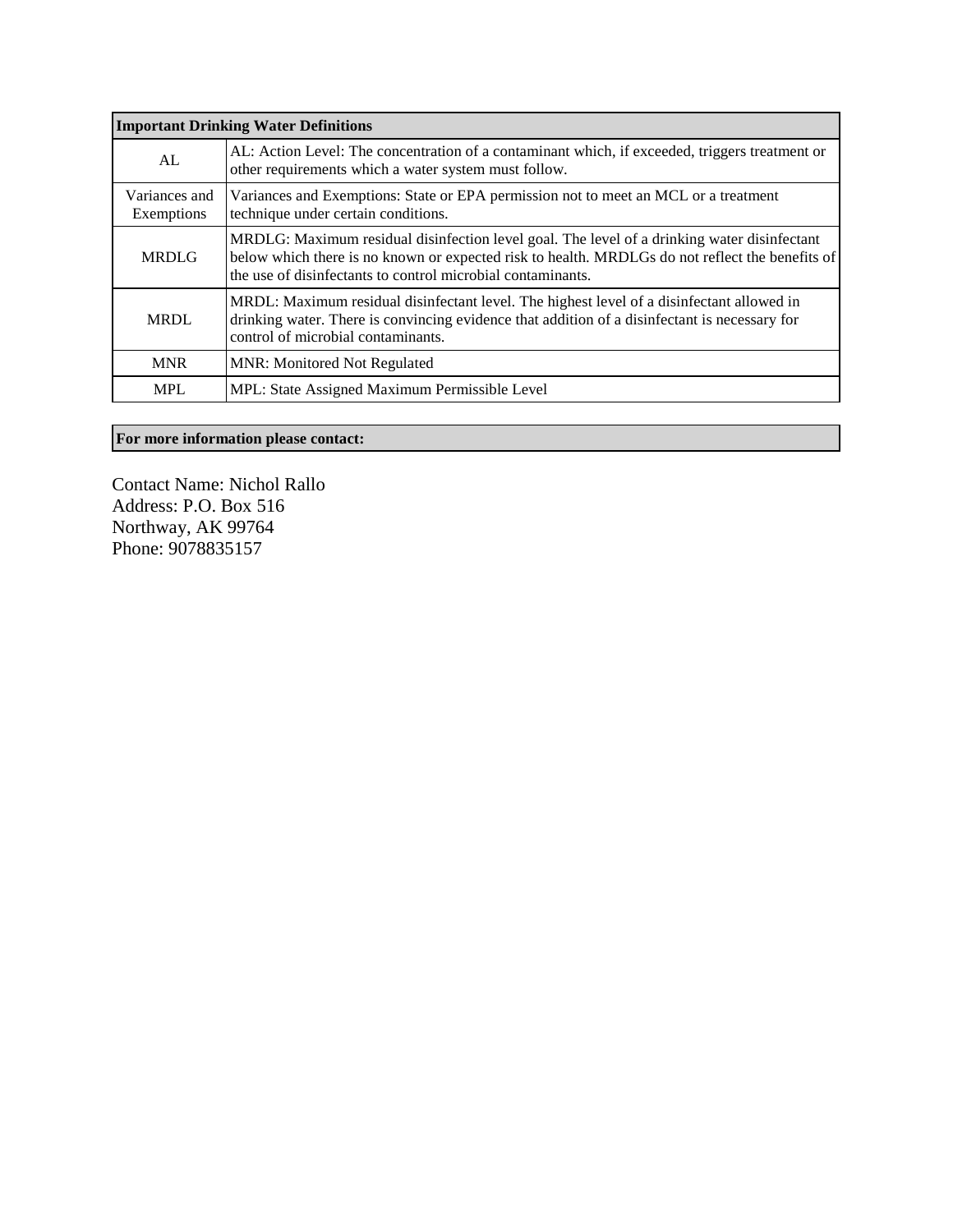| Important Drinking Water Definitions | |
|---|---|
| AL | AL: Action Level: The concentration of a contaminant which, if exceeded, triggers treatment or other requirements which a water system must follow. |
| Variances and Exemptions | Variances and Exemptions: State or EPA permission not to meet an MCL or a treatment technique under certain conditions. |
| MRDLG | MRDLG: Maximum residual disinfection level goal. The level of a drinking water disinfectant below which there is no known or expected risk to health. MRDLGs do not reflect the benefits of the use of disinfectants to control microbial contaminants. |
| MRDL | MRDL: Maximum residual disinfectant level. The highest level of a disinfectant allowed in drinking water. There is convincing evidence that addition of a disinfectant is necessary for control of microbial contaminants. |
| MNR | MNR: Monitored Not Regulated |
| MPL | MPL: State Assigned Maximum Permissible Level |

**For more information please contact:**

Contact Name: Nichol Rallo
Address: P.O. Box 516
Northway, AK 99764
Phone: 9078835157